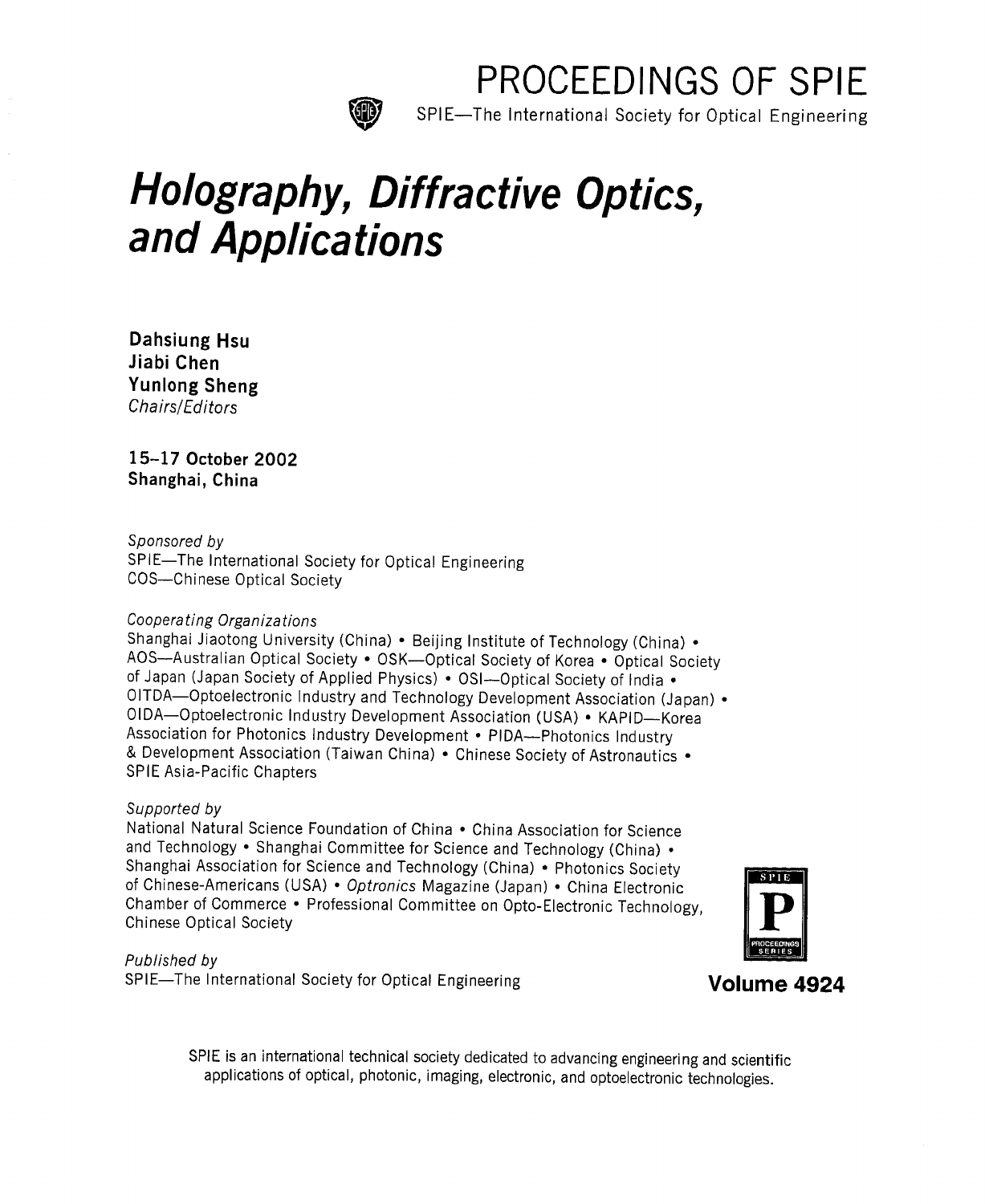PROCEEDINGS OF SPIE

SPIE—The International Society for Optical Engineering

# *Holography, Diffractive Optics, and Applications*

**Dahsiung Hsu**
**Jiabi Chen**
**Yunlong Sheng**
*Chairs/Editors*

**15–17 October 2002**
**Shanghai, China**

*Sponsored by*
SPIE—The International Society for Optical Engineering
COS—Chinese Optical Society

*Cooperating Organizations*
Shanghai Jiaotong University (China) • Beijing Institute of Technology (China) • AOS—Australian Optical Society • OSK—Optical Society of Korea • Optical Society of Japan (Japan Society of Applied Physics) • OSI—Optical Society of India • OITDA—Optoelectronic Industry and Technology Development Association (Japan) • OIDA—Optoelectronic Industry Development Association (USA) • KAPID—Korea Association for Photonics Industry Development • PIDA—Photonics Industry & Development Association (Taiwan China) • Chinese Society of Astronautics • SPIE Asia-Pacific Chapters

*Supported by*
National Natural Science Foundation of China • China Association for Science and Technology • Shanghai Committee for Science and Technology (China) • Shanghai Association for Science and Technology (China) • Photonics Society of Chinese-Americans (USA) • *Optronics* Magazine (Japan) • China Electronic Chamber of Commerce • Professional Committee on Opto-Electronic Technology, Chinese Optical Society

*Published by*
SPIE—The International Society for Optical Engineering

**Volume 4924**

SPIE is an international technical society dedicated to advancing engineering and scientific applications of optical, photonic, imaging, electronic, and optoelectronic technologies.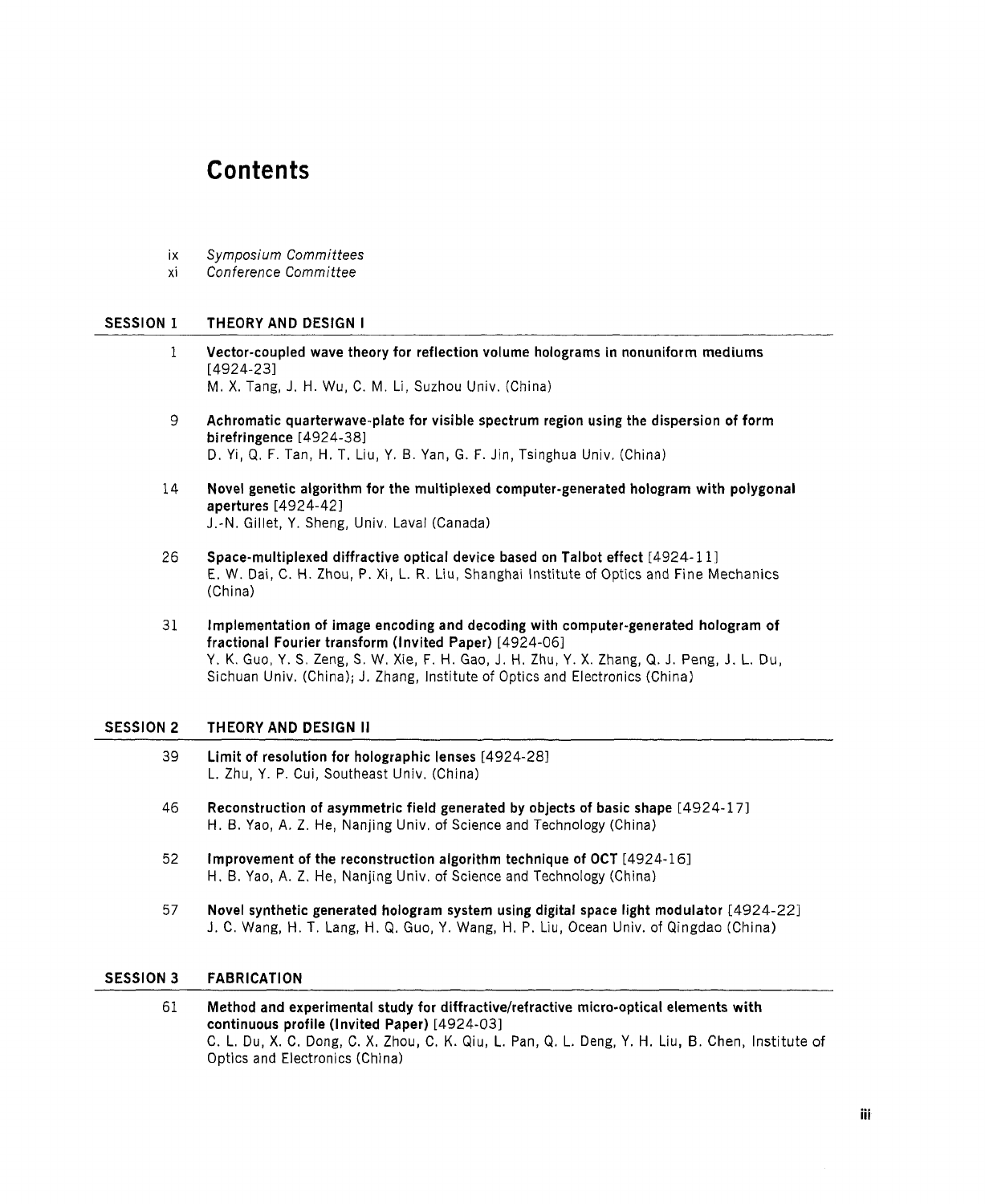# Contents

ix *Symposium Committees*

xi *Conference Committee*

## SESSION 1 THEORY AND DESIGN I

1 **Vector-coupled wave theory for reflection volume holograms in nonuniform mediums** [4924-23]
M. X. Tang, J. H. Wu, C. M. Li, Suzhou Univ. (China)

9 **Achromatic quarterwave-plate for visible spectrum region using the dispersion of form birefringence** [4924-38]
D. Yi, Q. F. Tan, H. T. Liu, Y. B. Yan, G. F. Jin, Tsinghua Univ. (China)

14 **Novel genetic algorithm for the multiplexed computer-generated hologram with polygonal apertures** [4924-42]
J.-N. Gillet, Y. Sheng, Univ. Laval (Canada)

26 **Space-multiplexed diffractive optical device based on Talbot effect** [4924-11]
E. W. Dai, C. H. Zhou, P. Xi, L. R. Liu, Shanghai Institute of Optics and Fine Mechanics (China)

31 **Implementation of image encoding and decoding with computer-generated hologram of fractional Fourier transform (Invited Paper)** [4924-06]
Y. K. Guo, Y. S. Zeng, S. W. Xie, F. H. Gao, J. H. Zhu, Y. X. Zhang, Q. J. Peng, J. L. Du, Sichuan Univ. (China); J. Zhang, Institute of Optics and Electronics (China)

## SESSION 2 THEORY AND DESIGN II

39 **Limit of resolution for holographic lenses** [4924-28]
L. Zhu, Y. P. Cui, Southeast Univ. (China)

46 **Reconstruction of asymmetric field generated by objects of basic shape** [4924-17]
H. B. Yao, A. Z. He, Nanjing Univ. of Science and Technology (China)

52 **Improvement of the reconstruction algorithm technique of OCT** [4924-16]
H. B. Yao, A. Z. He, Nanjing Univ. of Science and Technology (China)

57 **Novel synthetic generated hologram system using digital space light modulator** [4924-22]
J. C. Wang, H. T. Lang, H. Q. Guo, Y. Wang, H. P. Liu, Ocean Univ. of Qingdao (China)

## SESSION 3 FABRICATION

61 **Method and experimental study for diffractive/refractive micro-optical elements with continuous profile (Invited Paper)** [4924-03]
C. L. Du, X. C. Dong, C. X. Zhou, C. K. Qiu, L. Pan, Q. L. Deng, Y. H. Liu, B. Chen, Institute of Optics and Electronics (China)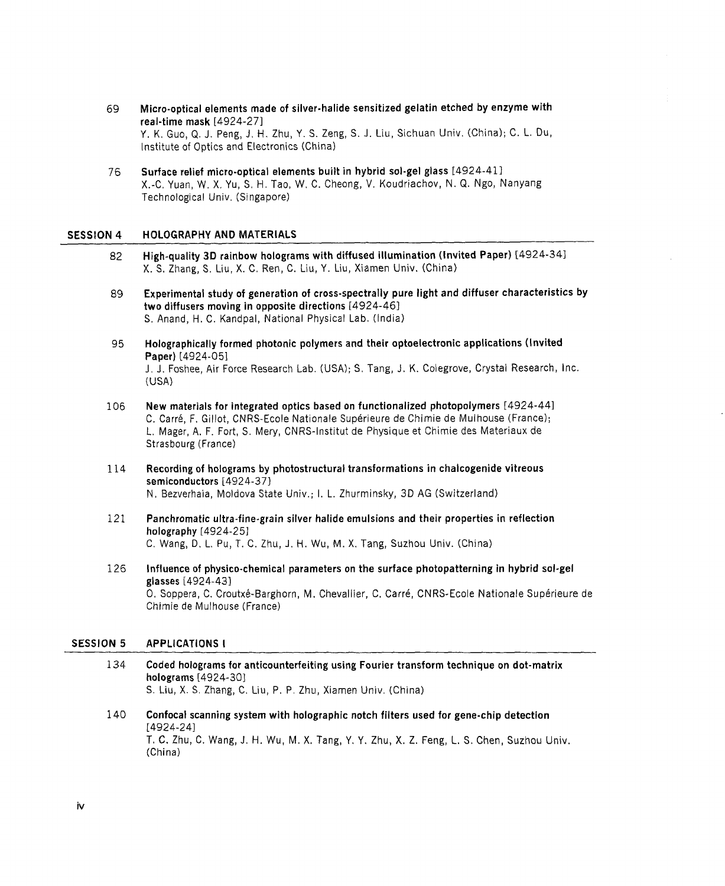69 **Micro-optical elements made of silver-halide sensitized gelatin etched by enzyme with real-time mask** [4924-27]
Y. K. Guo, Q. J. Peng, J. H. Zhu, Y. S. Zeng, S. J. Liu, Sichuan Univ. (China); C. L. Du, Institute of Optics and Electronics (China)

76 **Surface relief micro-optical elements built in hybrid sol-gel glass** [4924-41]
X.-C. Yuan, W. X. Yu, S. H. Tao, W. C. Cheong, V. Koudriachov, N. Q. Ngo, Nanyang Technological Univ. (Singapore)

## SESSION 4 HOLOGRAPHY AND MATERIALS

82 **High-quality 3D rainbow holograms with diffused illumination (Invited Paper)** [4924-34]
X. S. Zhang, S. Liu, X. C. Ren, C. Liu, Y. Liu, Xiamen Univ. (China)

89 **Experimental study of generation of cross-spectrally pure light and diffuser characteristics by two diffusers moving in opposite directions** [4924-46]
S. Anand, H. C. Kandpal, National Physical Lab. (India)

95 **Holographically formed photonic polymers and their optoelectronic applications (Invited Paper)** [4924-05]
J. J. Foshee, Air Force Research Lab. (USA); S. Tang, J. K. Colegrove, Crystal Research, Inc. (USA)

106 **New materials for integrated optics based on functionalized photopolymers** [4924-44]
C. Carré, F. Gillot, CNRS-Ecole Nationale Supérieure de Chimie de Mulhouse (France); L. Mager, A. F. Fort, S. Mery, CNRS-Institut de Physique et Chimie des Materiaux de Strasbourg (France)

114 **Recording of holograms by photostructural transformations in chalcogenide vitreous semiconductors** [4924-37]
N. Bezverhaia, Moldova State Univ.; I. L. Zhurminsky, 3D AG (Switzerland)

121 **Panchromatic ultra-fine-grain silver halide emulsions and their properties in reflection holography** [4924-25]
C. Wang, D. L. Pu, T. C. Zhu, J. H. Wu, M. X. Tang, Suzhou Univ. (China)

126 **Influence of physico-chemical parameters on the surface photopatterning in hybrid sol-gel glasses** [4924-43]
O. Soppera, C. Croutxé-Barghorn, M. Chevallier, C. Carré, CNRS-Ecole Nationale Supérieure de Chimie de Mulhouse (France)

## SESSION 5 APPLICATIONS I

134 **Coded holograms for anticounterfeiting using Fourier transform technique on dot-matrix holograms** [4924-30]
S. Liu, X. S. Zhang, C. Liu, P. P. Zhu, Xiamen Univ. (China)

140 **Confocal scanning system with holographic notch filters used for gene-chip detection** [4924-24]
T. C. Zhu, C. Wang, J. H. Wu, M. X. Tang, Y. Y. Zhu, X. Z. Feng, L. S. Chen, Suzhou Univ. (China)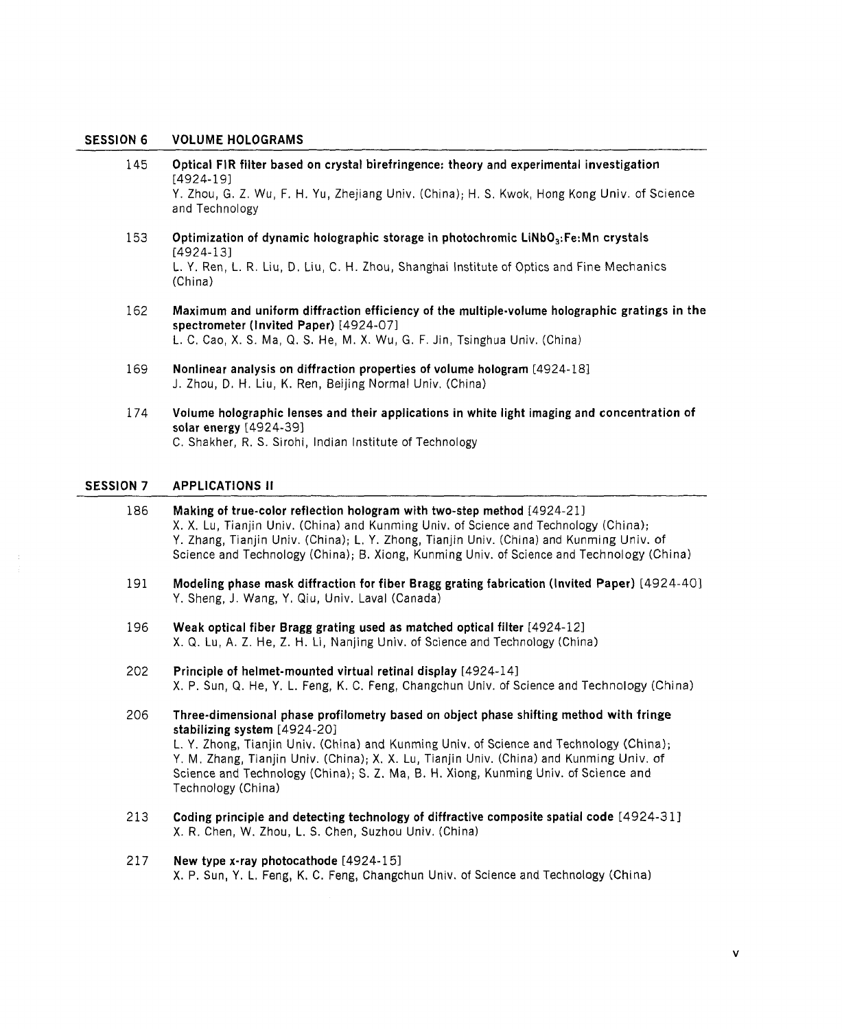## SESSION 6 VOLUME HOLOGRAMS

145 **Optical FIR filter based on crystal birefringence: theory and experimental investigation** [4924-19]
Y. Zhou, G. Z. Wu, F. H. Yu, Zhejiang Univ. (China); H. S. Kwok, Hong Kong Univ. of Science and Technology

153 **Optimization of dynamic holographic storage in photochromic $LiNbO_3$:Fe:Mn crystals** [4924-13]
L. Y. Ren, L. R. Liu, D. Liu, C. H. Zhou, Shanghai Institute of Optics and Fine Mechanics (China)

162 **Maximum and uniform diffraction efficiency of the multiple-volume holographic gratings in the spectrometer (Invited Paper)** [4924-07]
L. C. Cao, X. S. Ma, Q. S. He, M. X. Wu, G. F. Jin, Tsinghua Univ. (China)

169 **Nonlinear analysis on diffraction properties of volume hologram** [4924-18]
J. Zhou, D. H. Liu, K. Ren, Beijing Normal Univ. (China)

174 **Volume holographic lenses and their applications in white light imaging and concentration of solar energy** [4924-39]
C. Shakher, R. S. Sirohi, Indian Institute of Technology

## SESSION 7 APPLICATIONS II

186 **Making of true-color reflection hologram with two-step method** [4924-21]
X. X. Lu, Tianjin Univ. (China) and Kunming Univ. of Science and Technology (China); Y. Zhang, Tianjin Univ. (China); L. Y. Zhong, Tianjin Univ. (China) and Kunming Univ. of Science and Technology (China); B. Xiong, Kunming Univ. of Science and Technology (China)

191 **Modeling phase mask diffraction for fiber Bragg grating fabrication (Invited Paper)** [4924-40]
Y. Sheng, J. Wang, Y. Qiu, Univ. Laval (Canada)

196 **Weak optical fiber Bragg grating used as matched optical filter** [4924-12]
X. Q. Lu, A. Z. He, Z. H. Li, Nanjing Univ. of Science and Technology (China)

202 **Principle of helmet-mounted virtual retinal display** [4924-14]
X. P. Sun, Q. He, Y. L. Feng, K. C. Feng, Changchun Univ. of Science and Technology (China)

206 **Three-dimensional phase profilometry based on object phase shifting method with fringe stabilizing system** [4924-20]
L. Y. Zhong, Tianjin Univ. (China) and Kunming Univ. of Science and Technology (China); Y. M. Zhang, Tianjin Univ. (China); X. X. Lu, Tianjin Univ. (China) and Kunming Univ. of Science and Technology (China); S. Z. Ma, B. H. Xiong, Kunming Univ. of Science and Technology (China)

213 **Coding principle and detecting technology of diffractive composite spatial code** [4924-31]
X. R. Chen, W. Zhou, L. S. Chen, Suzhou Univ. (China)

217 **New type x-ray photocathode** [4924-15]
X. P. Sun, Y. L. Feng, K. C. Feng, Changchun Univ. of Science and Technology (China)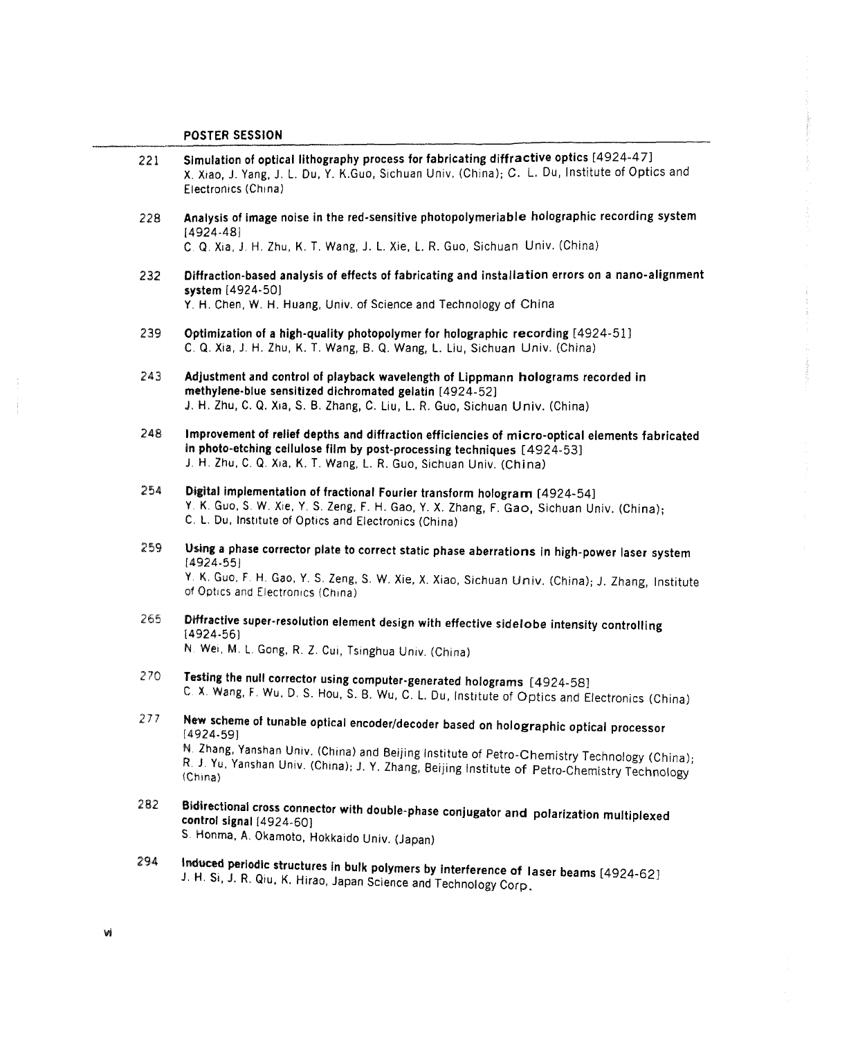## POSTER SESSION

221 **Simulation of optical lithography process for fabricating diffractive optics** [4924-47]
X. Xiao, J. Yang, J. L. Du, Y. K.Guo, Sichuan Univ. (China); C. L. Du, Institute of Optics and Electronics (China)

228 **Analysis of image noise in the red-sensitive photopolymeriable holographic recording system** [4924-48]
C. Q. Xia, J. H. Zhu, K. T. Wang, J. L. Xie, L. R. Guo, Sichuan Univ. (China)

232 **Diffraction-based analysis of effects of fabricating and installation errors on a nano-alignment system** [4924-50]
Y. H. Chen, W. H. Huang, Univ. of Science and Technology of China

239 **Optimization of a high-quality photopolymer for holographic recording** [4924-51]
C. Q. Xia, J. H. Zhu, K. T. Wang, B. Q. Wang, L. Liu, Sichuan Univ. (China)

243 **Adjustment and control of playback wavelength of Lippmann holograms recorded in methylene-blue sensitized dichromated gelatin** [4924-52]
J. H. Zhu, C. Q. Xia, S. B. Zhang, C. Liu, L. R. Guo, Sichuan Univ. (China)

248 **Improvement of relief depths and diffraction efficiencies of micro-optical elements fabricated in photo-etching cellulose film by post-processing techniques** [4924-53]
J. H. Zhu, C. Q. Xia, K. T. Wang, L. R. Guo, Sichuan Univ. (China)

254 **Digital implementation of fractional Fourier transform hologram** [4924-54]
Y. K. Guo, S. W. Xie, Y. S. Zeng, F. H. Gao, Y. X. Zhang, F. Gao, Sichuan Univ. (China); C. L. Du, Institute of Optics and Electronics (China)

259 **Using a phase corrector plate to correct static phase aberrations in high-power laser system** [4924-55]
Y. K. Guo, F. H. Gao, Y. S. Zeng, S. W. Xie, X. Xiao, Sichuan Univ. (China); J. Zhang, Institute of Optics and Electronics (China)

265 **Diffractive super-resolution element design with effective sidelobe intensity controlling** [4924-56]
N. Wei, M. L. Gong, R. Z. Cui, Tsinghua Univ. (China)

270 **Testing the null corrector using computer-generated holograms** [4924-58]
C. X. Wang, F. Wu, D. S. Hou, S. B. Wu, C. L. Du, Institute of Optics and Electronics (China)

277 **New scheme of tunable optical encoder/decoder based on holographic optical processor** [4924-59]
N. Zhang, Yanshan Univ. (China) and Beijing Institute of Petro-Chemistry Technology (China); R. J. Yu, Yanshan Univ. (China); J. Y. Zhang, Beijing Institute of Petro-Chemistry Technology (China)

282 **Bidirectional cross connector with double-phase conjugator and polarization multiplexed control signal** [4924-60]
S. Honma, A. Okamoto, Hokkaido Univ. (Japan)

294 **Induced periodic structures in bulk polymers by interference of laser beams** [4924-62]
J. H. Si, J. R. Qiu, K. Hirao, Japan Science and Technology Corp.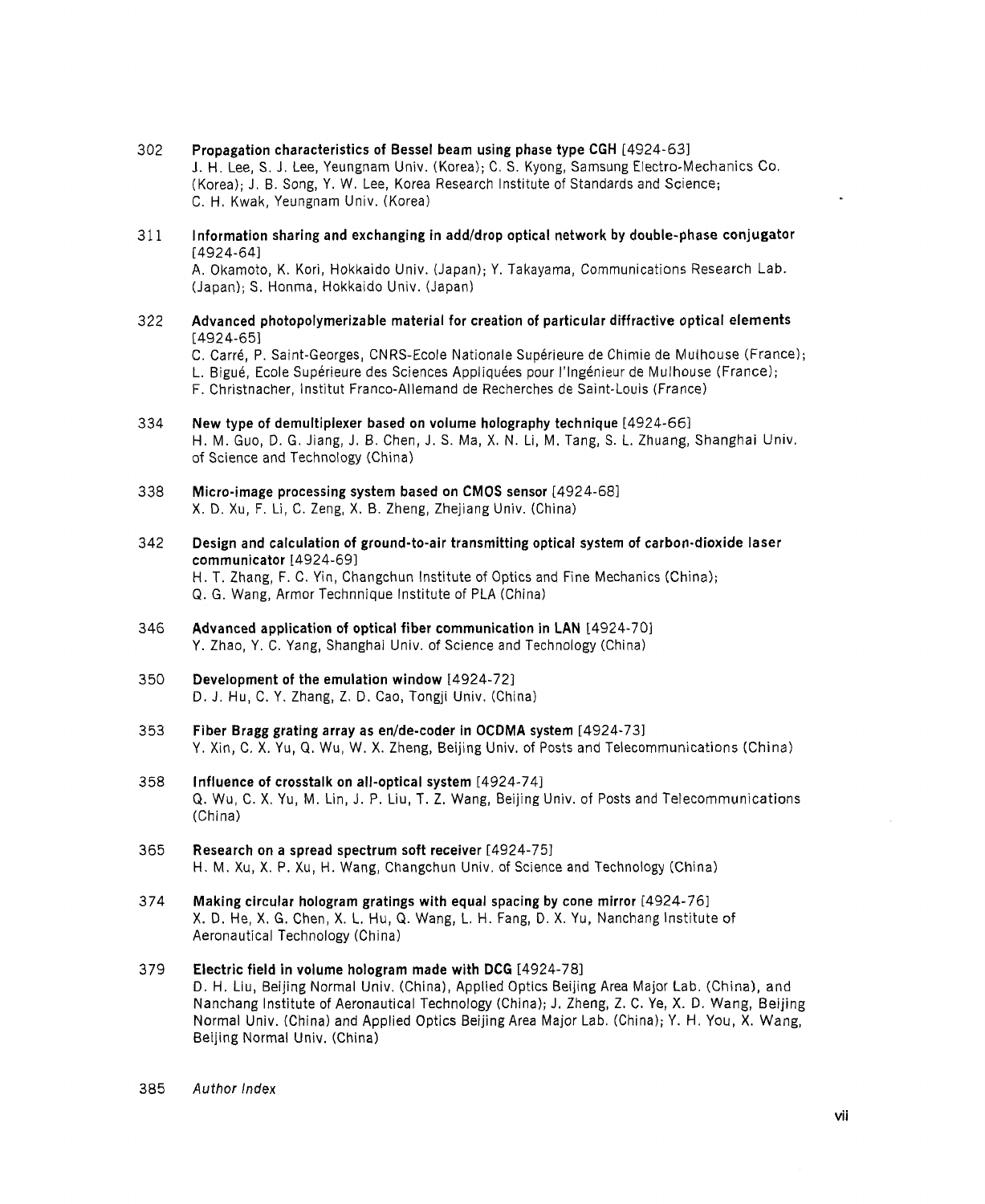302 **Propagation characteristics of Bessel beam using phase type CGH** [4924-63]
J. H. Lee, S. J. Lee, Yeungnam Univ. (Korea); C. S. Kyong, Samsung Electro-Mechanics Co. (Korea); J. B. Song, Y. W. Lee, Korea Research Institute of Standards and Science; C. H. Kwak, Yeungnam Univ. (Korea)

311 **Information sharing and exchanging in add/drop optical network by double-phase conjugator** [4924-64]
A. Okamoto, K. Kori, Hokkaido Univ. (Japan); Y. Takayama, Communications Research Lab. (Japan); S. Honma, Hokkaido Univ. (Japan)

322 **Advanced photopolymerizable material for creation of particular diffractive optical elements** [4924-65]
C. Carré, P. Saint-Georges, CNRS-Ecole Nationale Supérieure de Chimie de Mulhouse (France); L. Bigué, Ecole Supérieure des Sciences Appliquées pour l'Ingénieur de Mulhouse (France); F. Christnacher, Institut Franco-Allemand de Recherches de Saint-Louis (France)

334 **New type of demultiplexer based on volume holography technique** [4924-66]
H. M. Guo, D. G. Jiang, J. B. Chen, J. S. Ma, X. N. Li, M. Tang, S. L. Zhuang, Shanghai Univ. of Science and Technology (China)

338 **Micro-image processing system based on CMOS sensor** [4924-68]
X. D. Xu, F. Li, C. Zeng, X. B. Zheng, Zhejiang Univ. (China)

342 **Design and calculation of ground-to-air transmitting optical system of carbon-dioxide laser communicator** [4924-69]
H. T. Zhang, F. C. Yin, Changchun Institute of Optics and Fine Mechanics (China); Q. G. Wang, Armor Technnique Institute of PLA (China)

346 **Advanced application of optical fiber communication in LAN** [4924-70]
Y. Zhao, Y. C. Yang, Shanghai Univ. of Science and Technology (China)

350 **Development of the emulation window** [4924-72]
D. J. Hu, C. Y. Zhang, Z. D. Cao, Tongji Univ. (China)

353 **Fiber Bragg grating array as en/de-coder in OCDMA system** [4924-73]
Y. Xin, C. X. Yu, Q. Wu, W. X. Zheng, Beijing Univ. of Posts and Telecommunications (China)

358 **Influence of crosstalk on all-optical system** [4924-74]
Q. Wu, C. X. Yu, M. Lin, J. P. Liu, T. Z. Wang, Beijing Univ. of Posts and Telecommunications (China)

365 **Research on a spread spectrum soft receiver** [4924-75]
H. M. Xu, X. P. Xu, H. Wang, Changchun Univ. of Science and Technology (China)

374 **Making circular hologram gratings with equal spacing by cone mirror** [4924-76]
X. D. He, X. G. Chen, X. L. Hu, Q. Wang, L. H. Fang, D. X. Yu, Nanchang Institute of Aeronautical Technology (China)

379 **Electric field in volume hologram made with DCG** [4924-78]
D. H. Liu, Beijing Normal Univ. (China), Applied Optics Beijing Area Major Lab. (China), and Nanchang Institute of Aeronautical Technology (China); J. Zheng, Z. C. Ye, X. D. Wang, Beijing Normal Univ. (China) and Applied Optics Beijing Area Major Lab. (China); Y. H. You, X. Wang, Beijing Normal Univ. (China)

385 *Author Index*